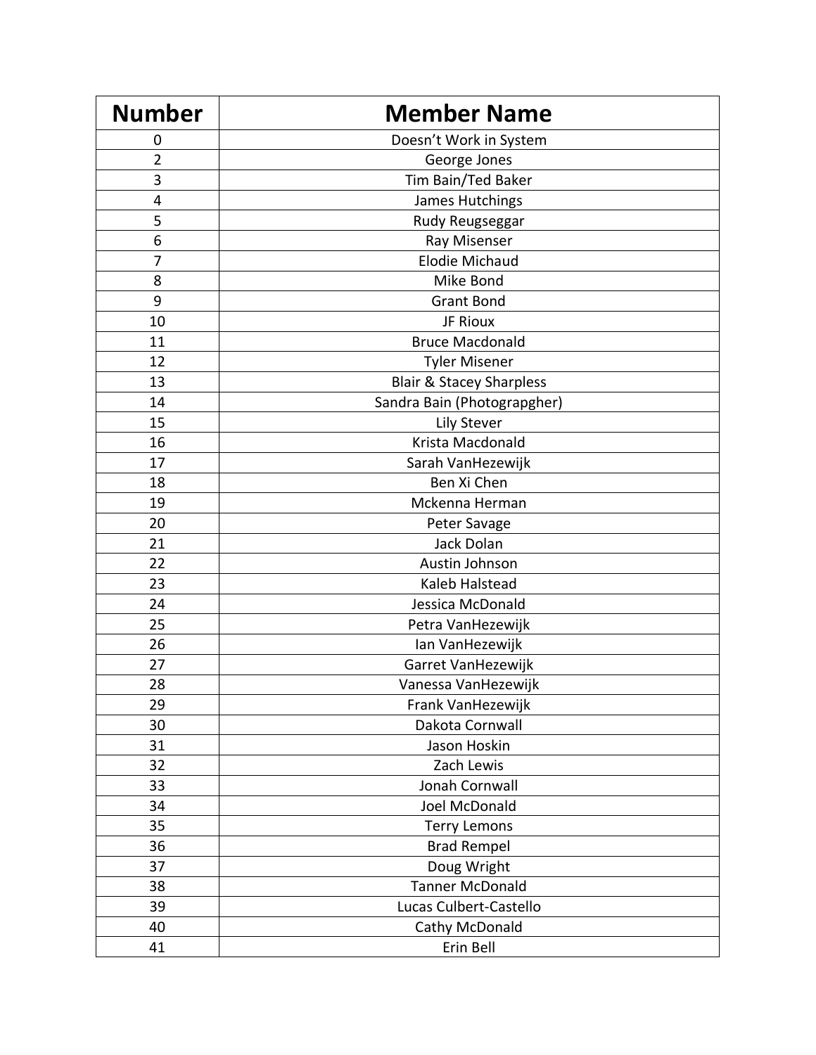| Number | Member Name |
| --- | --- |
| 0 | Doesn’t Work in System |
| 2 | George Jones |
| 3 | Tim Bain/Ted Baker |
| 4 | James Hutchings |
| 5 | Rudy Reugseggar |
| 6 | Ray Misenser |
| 7 | Elodie Michaud |
| 8 | Mike Bond |
| 9 | Grant Bond |
| 10 | JF Rioux |
| 11 | Bruce Macdonald |
| 12 | Tyler Misener |
| 13 | Blair & Stacey Sharpless |
| 14 | Sandra Bain (Photograpgher) |
| 15 | Lily Stever |
| 16 | Krista Macdonald |
| 17 | Sarah VanHezewijk |
| 18 | Ben Xi Chen |
| 19 | Mckenna Herman |
| 20 | Peter Savage |
| 21 | Jack Dolan |
| 22 | Austin Johnson |
| 23 | Kaleb Halstead |
| 24 | Jessica McDonald |
| 25 | Petra VanHezewijk |
| 26 | Ian VanHezewijk |
| 27 | Garret VanHezewijk |
| 28 | Vanessa VanHezewijk |
| 29 | Frank VanHezewijk |
| 30 | Dakota Cornwall |
| 31 | Jason Hoskin |
| 32 | Zach Lewis |
| 33 | Jonah Cornwall |
| 34 | Joel McDonald |
| 35 | Terry Lemons |
| 36 | Brad Rempel |
| 37 | Doug Wright |
| 38 | Tanner McDonald |
| 39 | Lucas Culbert-Castello |
| 40 | Cathy McDonald |
| 41 | Erin Bell |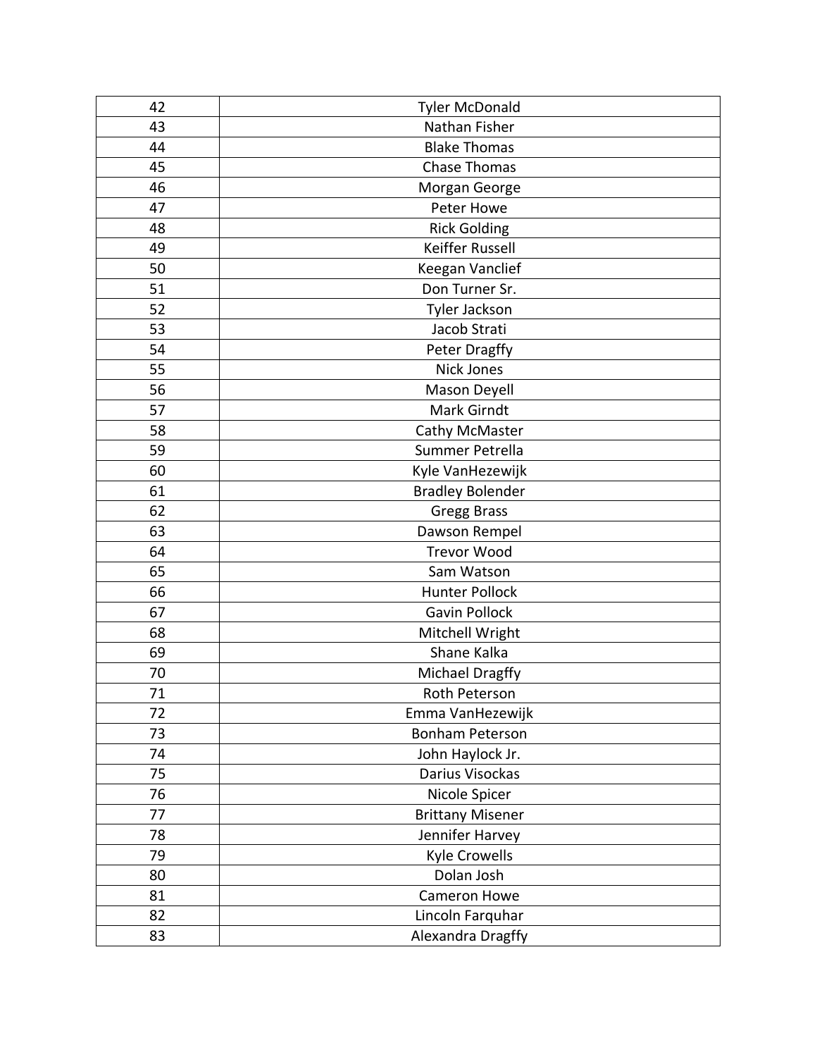| 42 | Tyler McDonald |
|---|---|
| 43 | Nathan Fisher |
| 44 | Blake Thomas |
| 45 | Chase Thomas |
| 46 | Morgan George |
| 47 | Peter Howe |
| 48 | Rick Golding |
| 49 | Keiffer Russell |
| 50 | Keegan Vanclief |
| 51 | Don Turner Sr. |
| 52 | Tyler Jackson |
| 53 | Jacob Strati |
| 54 | Peter Dragffy |
| 55 | Nick Jones |
| 56 | Mason Deyell |
| 57 | Mark Girndt |
| 58 | Cathy McMaster |
| 59 | Summer Petrella |
| 60 | Kyle VanHezewijk |
| 61 | Bradley Bolender |
| 62 | Gregg Brass |
| 63 | Dawson Rempel |
| 64 | Trevor Wood |
| 65 | Sam Watson |
| 66 | Hunter Pollock |
| 67 | Gavin Pollock |
| 68 | Mitchell Wright |
| 69 | Shane Kalka |
| 70 | Michael Dragffy |
| 71 | Roth Peterson |
| 72 | Emma VanHezewijk |
| 73 | Bonham Peterson |
| 74 | John Haylock Jr. |
| 75 | Darius Visockas |
| 76 | Nicole Spicer |
| 77 | Brittany Misener |
| 78 | Jennifer Harvey |
| 79 | Kyle Crowells |
| 80 | Dolan Josh |
| 81 | Cameron Howe |
| 82 | Lincoln Farquhar |
| 83 | Alexandra Dragffy |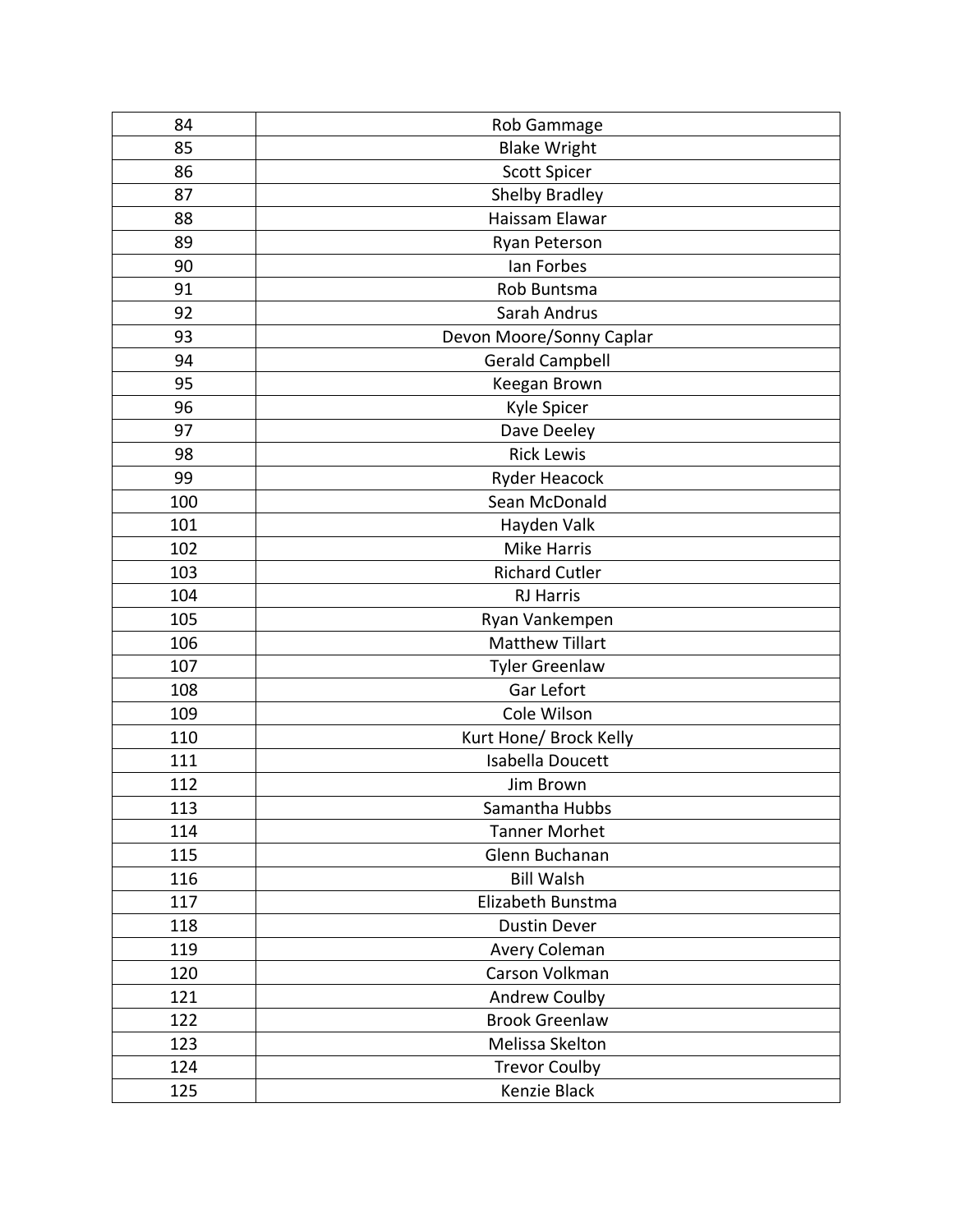| | |
|---|---|
| 84 | Rob Gammage |
| 85 | Blake Wright |
| 86 | Scott Spicer |
| 87 | Shelby Bradley |
| 88 | Haissam Elawar |
| 89 | Ryan Peterson |
| 90 | Ian Forbes |
| 91 | Rob Buntsma |
| 92 | Sarah Andrus |
| 93 | Devon Moore/Sonny Caplar |
| 94 | Gerald Campbell |
| 95 | Keegan Brown |
| 96 | Kyle Spicer |
| 97 | Dave Deeley |
| 98 | Rick Lewis |
| 99 | Ryder Heacock |
| 100 | Sean McDonald |
| 101 | Hayden Valk |
| 102 | Mike Harris |
| 103 | Richard Cutler |
| 104 | RJ Harris |
| 105 | Ryan Vankempen |
| 106 | Matthew Tillart |
| 107 | Tyler Greenlaw |
| 108 | Gar Lefort |
| 109 | Cole Wilson |
| 110 | Kurt Hone/ Brock Kelly |
| 111 | Isabella Doucett |
| 112 | Jim Brown |
| 113 | Samantha Hubbs |
| 114 | Tanner Morhet |
| 115 | Glenn Buchanan |
| 116 | Bill Walsh |
| 117 | Elizabeth Bunstma |
| 118 | Dustin Dever |
| 119 | Avery Coleman |
| 120 | Carson Volkman |
| 121 | Andrew Coulby |
| 122 | Brook Greenlaw |
| 123 | Melissa Skelton |
| 124 | Trevor Coulby |
| 125 | Kenzie Black |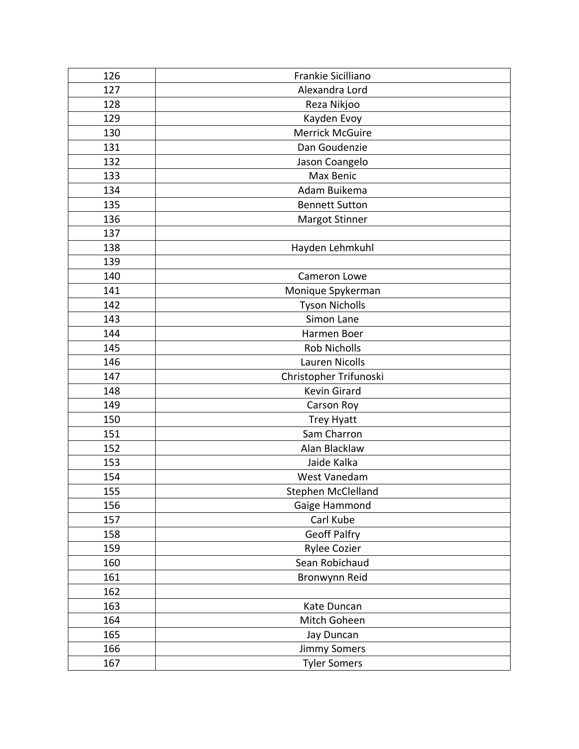| | |
|---|---|
| 126 | Frankie Sicilliano |
| 127 | Alexandra Lord |
| 128 | Reza Nikjoo |
| 129 | Kayden Evoy |
| 130 | Merrick McGuire |
| 131 | Dan Goudenzie |
| 132 | Jason Coangelo |
| 133 | Max Benic |
| 134 | Adam Buikema |
| 135 | Bennett Sutton |
| 136 | Margot Stinner |
| 137 | |
| 138 | Hayden Lehmkuhl |
| 139 | |
| 140 | Cameron Lowe |
| 141 | Monique Spykerman |
| 142 | Tyson Nicholls |
| 143 | Simon Lane |
| 144 | Harmen Boer |
| 145 | Rob Nicholls |
| 146 | Lauren Nicolls |
| 147 | Christopher Trifunoski |
| 148 | Kevin Girard |
| 149 | Carson Roy |
| 150 | Trey Hyatt |
| 151 | Sam Charron |
| 152 | Alan Blacklaw |
| 153 | Jaide Kalka |
| 154 | West Vanedam |
| 155 | Stephen McClelland |
| 156 | Gaige Hammond |
| 157 | Carl Kube |
| 158 | Geoff Palfry |
| 159 | Rylee Cozier |
| 160 | Sean Robichaud |
| 161 | Bronwynn Reid |
| 162 | |
| 163 | Kate Duncan |
| 164 | Mitch Goheen |
| 165 | Jay Duncan |
| 166 | Jimmy Somers |
| 167 | Tyler Somers |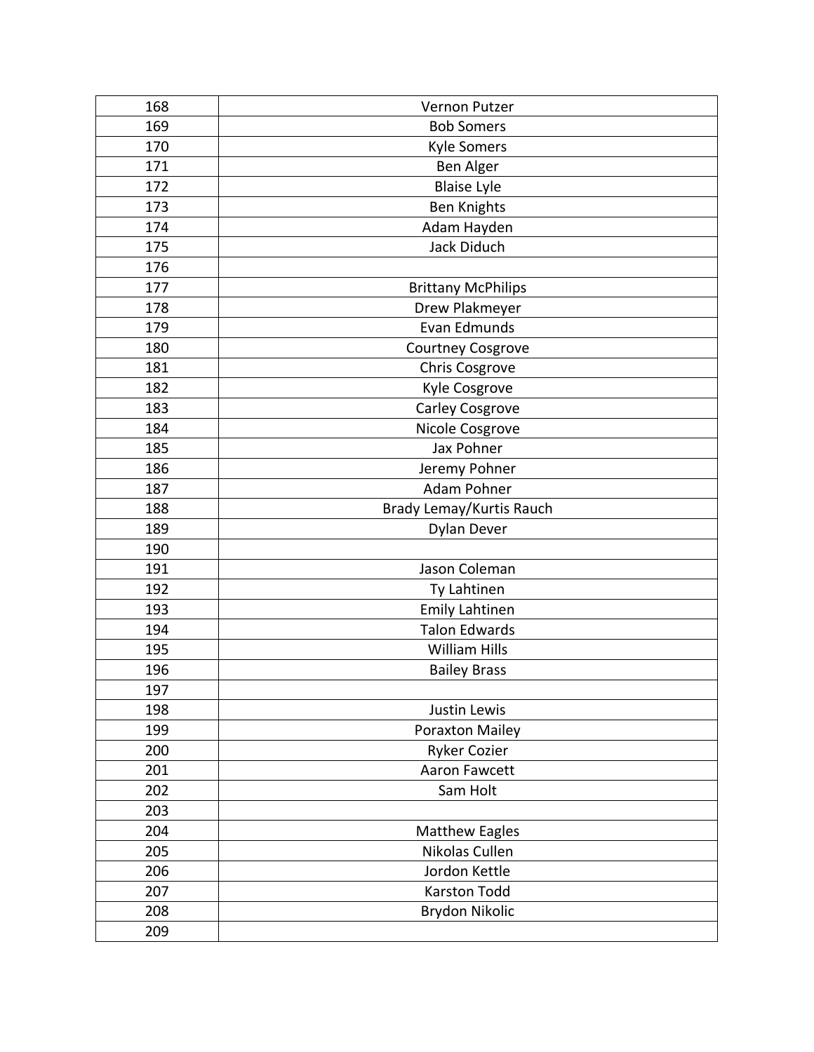| | |
|---|---|
| 168 | Vernon Putzer |
| 169 | Bob Somers |
| 170 | Kyle Somers |
| 171 | Ben Alger |
| 172 | Blaise Lyle |
| 173 | Ben Knights |
| 174 | Adam Hayden |
| 175 | Jack Diduch |
| 176 | |
| 177 | Brittany McPhilips |
| 178 | Drew Plakmeyer |
| 179 | Evan Edmunds |
| 180 | Courtney Cosgrove |
| 181 | Chris Cosgrove |
| 182 | Kyle Cosgrove |
| 183 | Carley Cosgrove |
| 184 | Nicole Cosgrove |
| 185 | Jax Pohner |
| 186 | Jeremy Pohner |
| 187 | Adam Pohner |
| 188 | Brady Lemay/Kurtis Rauch |
| 189 | Dylan Dever |
| 190 | |
| 191 | Jason Coleman |
| 192 | Ty Lahtinen |
| 193 | Emily Lahtinen |
| 194 | Talon Edwards |
| 195 | William Hills |
| 196 | Bailey Brass |
| 197 | |
| 198 | Justin Lewis |
| 199 | Poraxton Mailey |
| 200 | Ryker Cozier |
| 201 | Aaron Fawcett |
| 202 | Sam Holt |
| 203 | |
| 204 | Matthew Eagles |
| 205 | Nikolas Cullen |
| 206 | Jordon Kettle |
| 207 | Karston Todd |
| 208 | Brydon Nikolic |
| 209 | |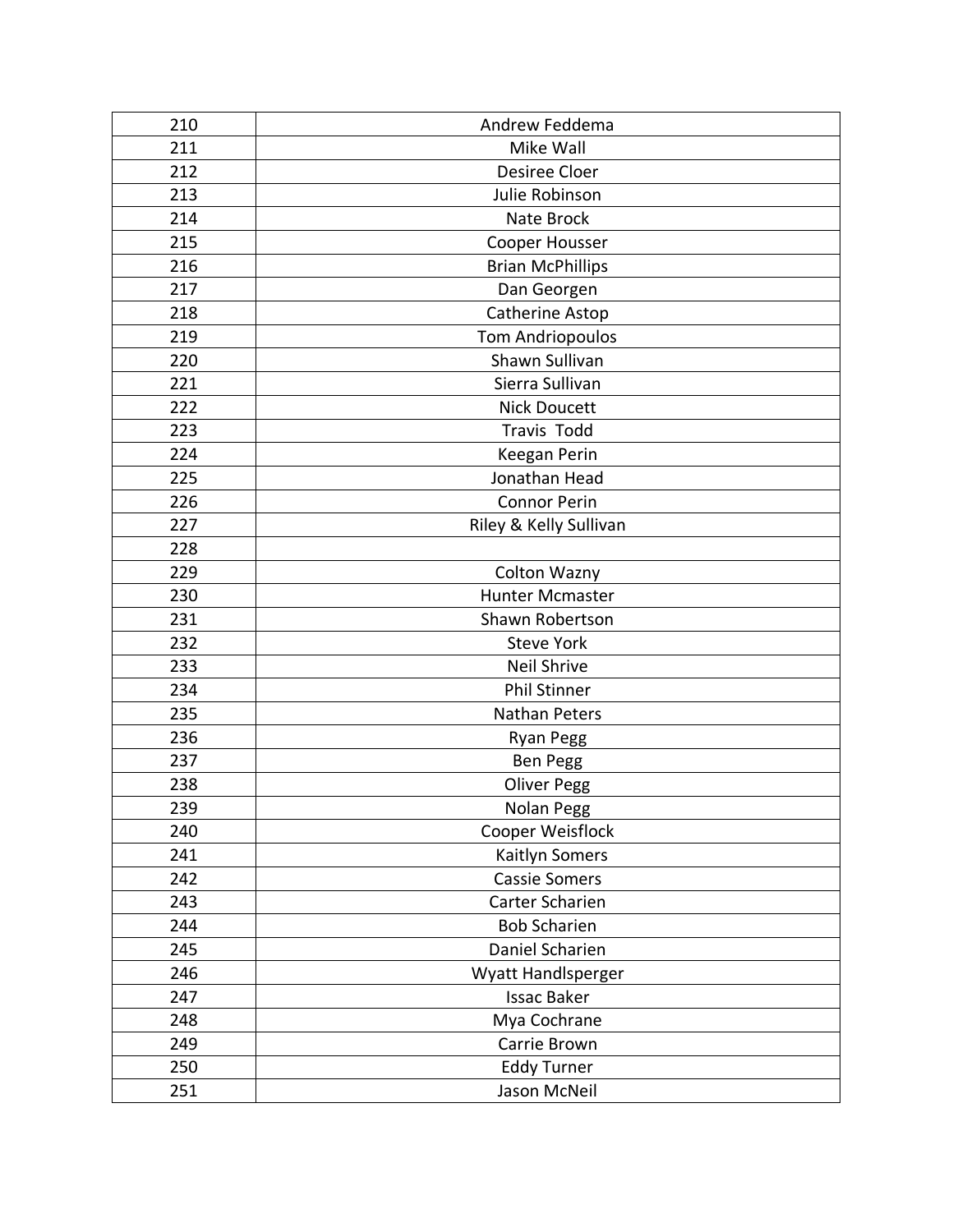| 210 | Andrew Feddema |
|---|---|
| 211 | Mike Wall |
| 212 | Desiree Cloer |
| 213 | Julie Robinson |
| 214 | Nate Brock |
| 215 | Cooper Housser |
| 216 | Brian McPhillips |
| 217 | Dan Georgen |
| 218 | Catherine Astop |
| 219 | Tom Andriopoulos |
| 220 | Shawn Sullivan |
| 221 | Sierra Sullivan |
| 222 | Nick Doucett |
| 223 | Travis  Todd |
| 224 | Keegan Perin |
| 225 | Jonathan Head |
| 226 | Connor Perin |
| 227 | Riley & Kelly Sullivan |
| 228 | |
| 229 | Colton Wazny |
| 230 | Hunter Mcmaster |
| 231 | Shawn Robertson |
| 232 | Steve York |
| 233 | Neil Shrive |
| 234 | Phil Stinner |
| 235 | Nathan Peters |
| 236 | Ryan Pegg |
| 237 | Ben Pegg |
| 238 | Oliver Pegg |
| 239 | Nolan Pegg |
| 240 | Cooper Weisflock |
| 241 | Kaitlyn Somers |
| 242 | Cassie Somers |
| 243 | Carter Scharien |
| 244 | Bob Scharien |
| 245 | Daniel Scharien |
| 246 | Wyatt Handlsperger |
| 247 | Issac Baker |
| 248 | Mya Cochrane |
| 249 | Carrie Brown |
| 250 | Eddy Turner |
| 251 | Jason McNeil |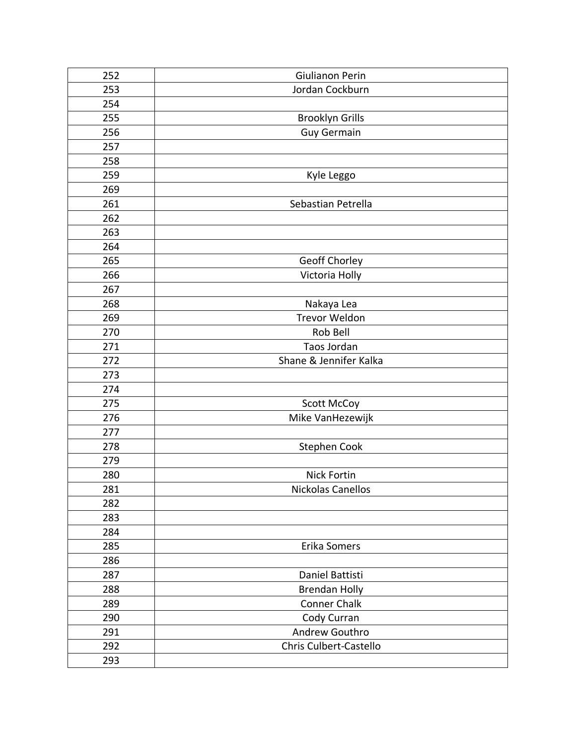| | |
|---|---|
| 252 | Giulianon Perin |
| 253 | Jordan Cockburn |
| 254 | |
| 255 | Brooklyn Grills |
| 256 | Guy Germain |
| 257 | |
| 258 | |
| 259 | Kyle Leggo |
| 269 | |
| 261 | Sebastian Petrella |
| 262 | |
| 263 | |
| 264 | |
| 265 | Geoff Chorley |
| 266 | Victoria Holly |
| 267 | |
| 268 | Nakaya Lea |
| 269 | Trevor Weldon |
| 270 | Rob Bell |
| 271 | Taos Jordan |
| 272 | Shane & Jennifer Kalka |
| 273 | |
| 274 | |
| 275 | Scott McCoy |
| 276 | Mike VanHezewijk |
| 277 | |
| 278 | Stephen Cook |
| 279 | |
| 280 | Nick Fortin |
| 281 | Nickolas Canellos |
| 282 | |
| 283 | |
| 284 | |
| 285 | Erika Somers |
| 286 | |
| 287 | Daniel Battisti |
| 288 | Brendan Holly |
| 289 | Conner Chalk |
| 290 | Cody Curran |
| 291 | Andrew Gouthro |
| 292 | Chris Culbert-Castello |
| 293 | |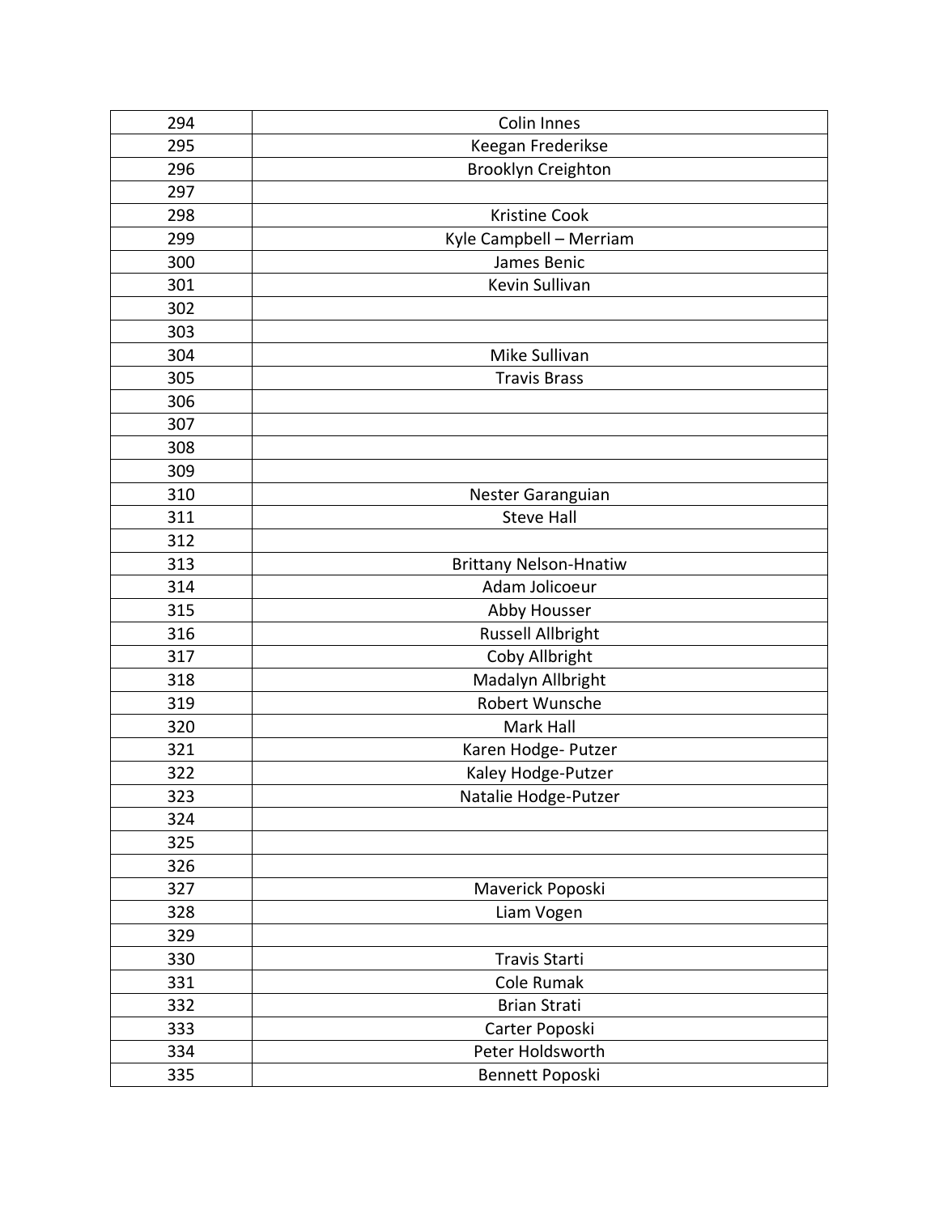| 294 | Colin Innes |
|---|---|
| 295 | Keegan Frederikse |
| 296 | Brooklyn Creighton |
| 297 | |
| 298 | Kristine Cook |
| 299 | Kyle Campbell – Merriam |
| 300 | James Benic |
| 301 | Kevin Sullivan |
| 302 | |
| 303 | |
| 304 | Mike Sullivan |
| 305 | Travis Brass |
| 306 | |
| 307 | |
| 308 | |
| 309 | |
| 310 | Nester Garanguian |
| 311 | Steve Hall |
| 312 | |
| 313 | Brittany Nelson-Hnatiw |
| 314 | Adam Jolicoeur |
| 315 | Abby Housser |
| 316 | Russell Allbright |
| 317 | Coby Allbright |
| 318 | Madalyn Allbright |
| 319 | Robert Wunsche |
| 320 | Mark Hall |
| 321 | Karen Hodge- Putzer |
| 322 | Kaley Hodge-Putzer |
| 323 | Natalie Hodge-Putzer |
| 324 | |
| 325 | |
| 326 | |
| 327 | Maverick Poposki |
| 328 | Liam Vogen |
| 329 | |
| 330 | Travis Starti |
| 331 | Cole Rumak |
| 332 | Brian Strati |
| 333 | Carter Poposki |
| 334 | Peter Holdsworth |
| 335 | Bennett Poposki |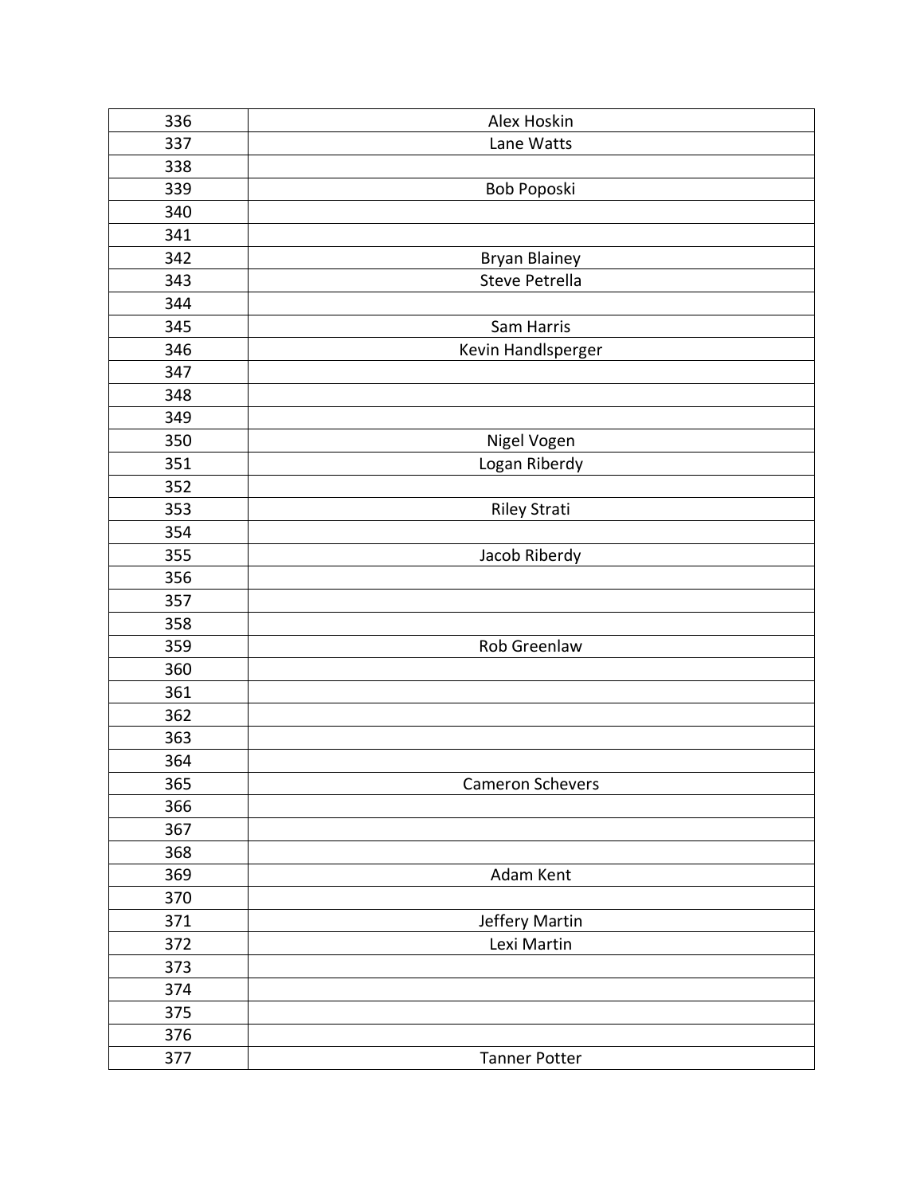| 336 | Alex Hoskin |
|---|---|
| 337 | Lane Watts |
| 338 | |
| 339 | Bob Poposki |
| 340 | |
| 341 | |
| 342 | Bryan Blainey |
| 343 | Steve Petrella |
| 344 | |
| 345 | Sam Harris |
| 346 | Kevin Handlsperger |
| 347 | |
| 348 | |
| 349 | |
| 350 | Nigel Vogen |
| 351 | Logan Riberdy |
| 352 | |
| 353 | Riley Strati |
| 354 | |
| 355 | Jacob Riberdy |
| 356 | |
| 357 | |
| 358 | |
| 359 | Rob Greenlaw |
| 360 | |
| 361 | |
| 362 | |
| 363 | |
| 364 | |
| 365 | Cameron Schevers |
| 366 | |
| 367 | |
| 368 | |
| 369 | Adam Kent |
| 370 | |
| 371 | Jeffery Martin |
| 372 | Lexi Martin |
| 373 | |
| 374 | |
| 375 | |
| 376 | |
| 377 | Tanner Potter |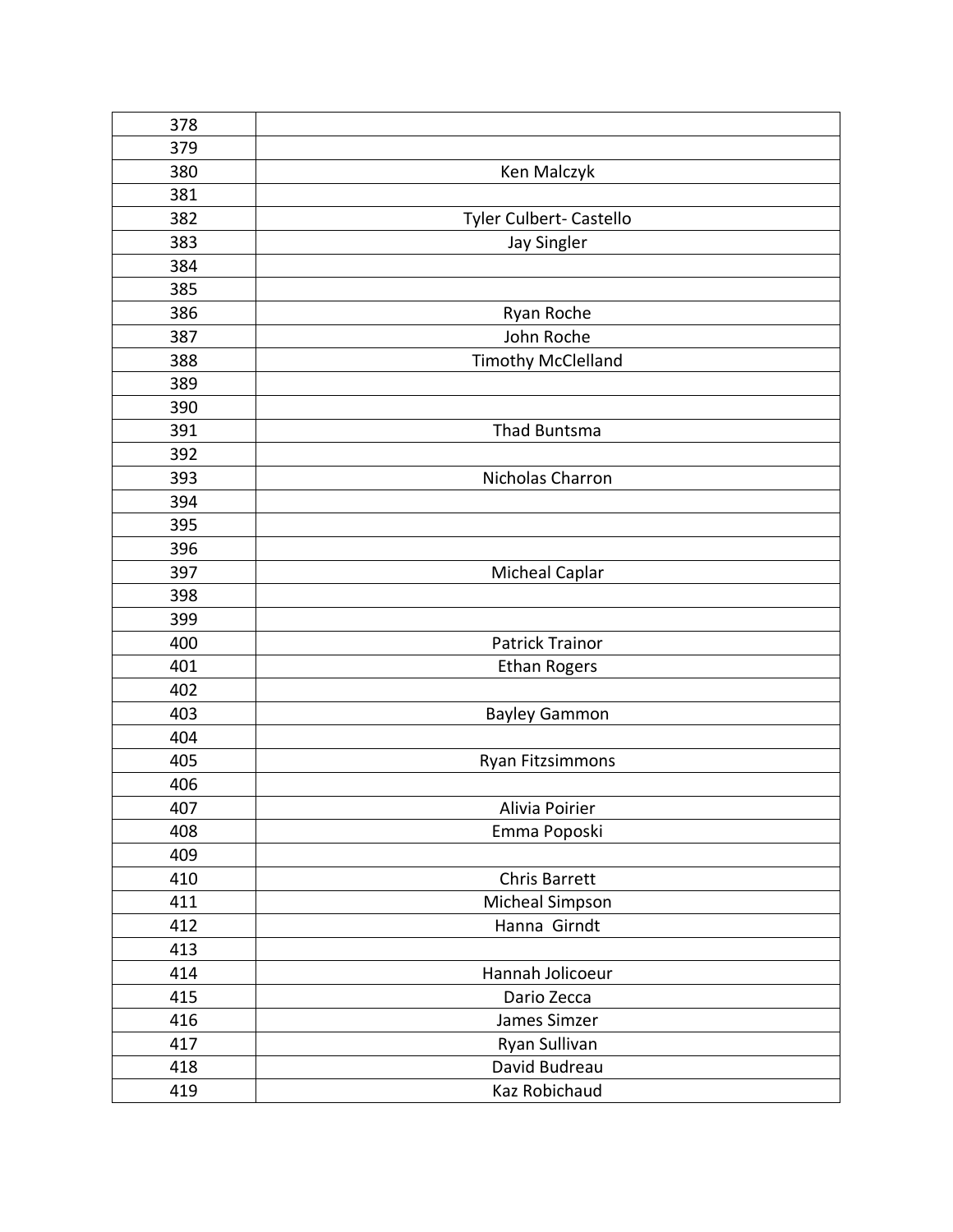| 378 | |
|---|---|
| 379 | |
| 380 | Ken Malczyk |
| 381 | |
| 382 | Tyler Culbert- Castello |
| 383 | Jay Singler |
| 384 | |
| 385 | |
| 386 | Ryan Roche |
| 387 | John Roche |
| 388 | Timothy McClelland |
| 389 | |
| 390 | |
| 391 | Thad Buntsma |
| 392 | |
| 393 | Nicholas Charron |
| 394 | |
| 395 | |
| 396 | |
| 397 | Micheal Caplar |
| 398 | |
| 399 | |
| 400 | Patrick Trainor |
| 401 | Ethan Rogers |
| 402 | |
| 403 | Bayley Gammon |
| 404 | |
| 405 | Ryan Fitzsimmons |
| 406 | |
| 407 | Alivia Poirier |
| 408 | Emma Poposki |
| 409 | |
| 410 | Chris Barrett |
| 411 | Micheal Simpson |
| 412 | Hanna  Girndt |
| 413 | |
| 414 | Hannah Jolicoeur |
| 415 | Dario Zecca |
| 416 | James Simzer |
| 417 | Ryan Sullivan |
| 418 | David Budreau |
| 419 | Kaz Robichaud |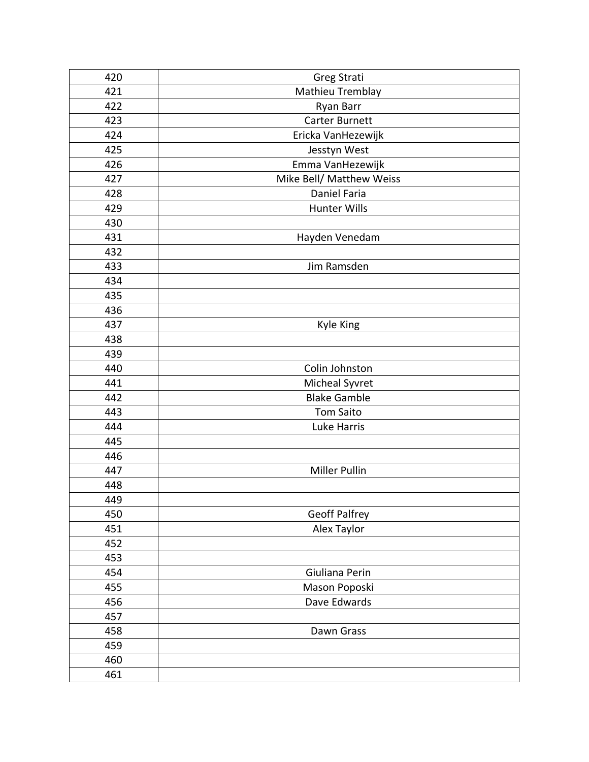| 420 | Greg Strati |
|---|---|
| 421 | Mathieu Tremblay |
| 422 | Ryan Barr |
| 423 | Carter Burnett |
| 424 | Ericka VanHezewijk |
| 425 | Jesstyn West |
| 426 | Emma VanHezewijk |
| 427 | Mike Bell/ Matthew Weiss |
| 428 | Daniel Faria |
| 429 | Hunter Wills |
| 430 | |
| 431 | Hayden Venedam |
| 432 | |
| 433 | Jim Ramsden |
| 434 | |
| 435 | |
| 436 | |
| 437 | Kyle King |
| 438 | |
| 439 | |
| 440 | Colin Johnston |
| 441 | Micheal Syvret |
| 442 | Blake Gamble |
| 443 | Tom Saito |
| 444 | Luke Harris |
| 445 | |
| 446 | |
| 447 | Miller Pullin |
| 448 | |
| 449 | |
| 450 | Geoff Palfrey |
| 451 | Alex Taylor |
| 452 | |
| 453 | |
| 454 | Giuliana Perin |
| 455 | Mason Poposki |
| 456 | Dave Edwards |
| 457 | |
| 458 | Dawn Grass |
| 459 | |
| 460 | |
| 461 | |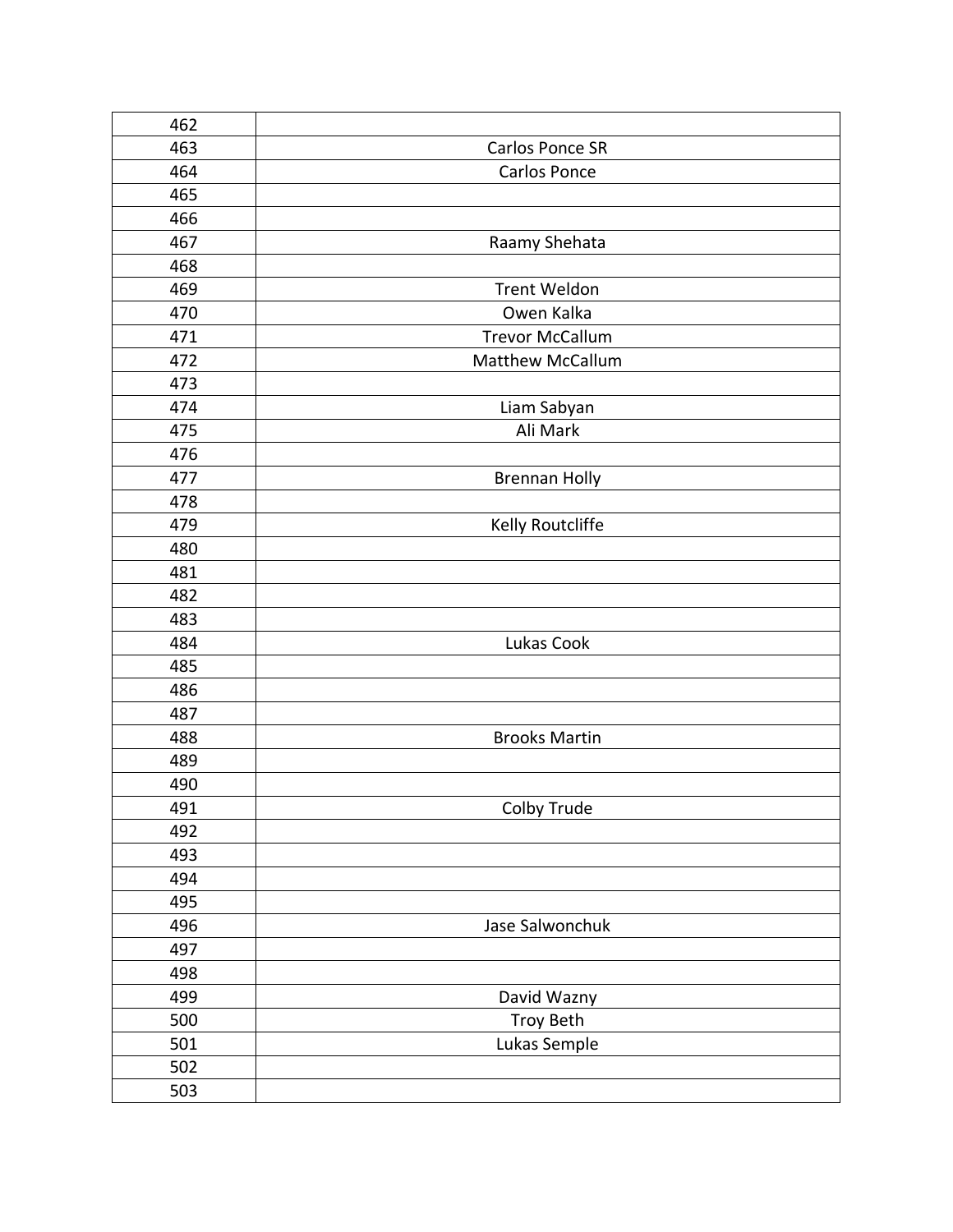| | |
|---|---|
| 462 | |
| 463 | Carlos Ponce SR |
| 464 | Carlos Ponce |
| 465 | |
| 466 | |
| 467 | Raamy Shehata |
| 468 | |
| 469 | Trent Weldon |
| 470 | Owen Kalka |
| 471 | Trevor McCallum |
| 472 | Matthew McCallum |
| 473 | |
| 474 | Liam Sabyan |
| 475 | Ali Mark |
| 476 | |
| 477 | Brennan Holly |
| 478 | |
| 479 | Kelly Routcliffe |
| 480 | |
| 481 | |
| 482 | |
| 483 | |
| 484 | Lukas Cook |
| 485 | |
| 486 | |
| 487 | |
| 488 | Brooks Martin |
| 489 | |
| 490 | |
| 491 | Colby Trude |
| 492 | |
| 493 | |
| 494 | |
| 495 | |
| 496 | Jase Salwonchuk |
| 497 | |
| 498 | |
| 499 | David Wazny |
| 500 | Troy Beth |
| 501 | Lukas Semple |
| 502 | |
| 503 | |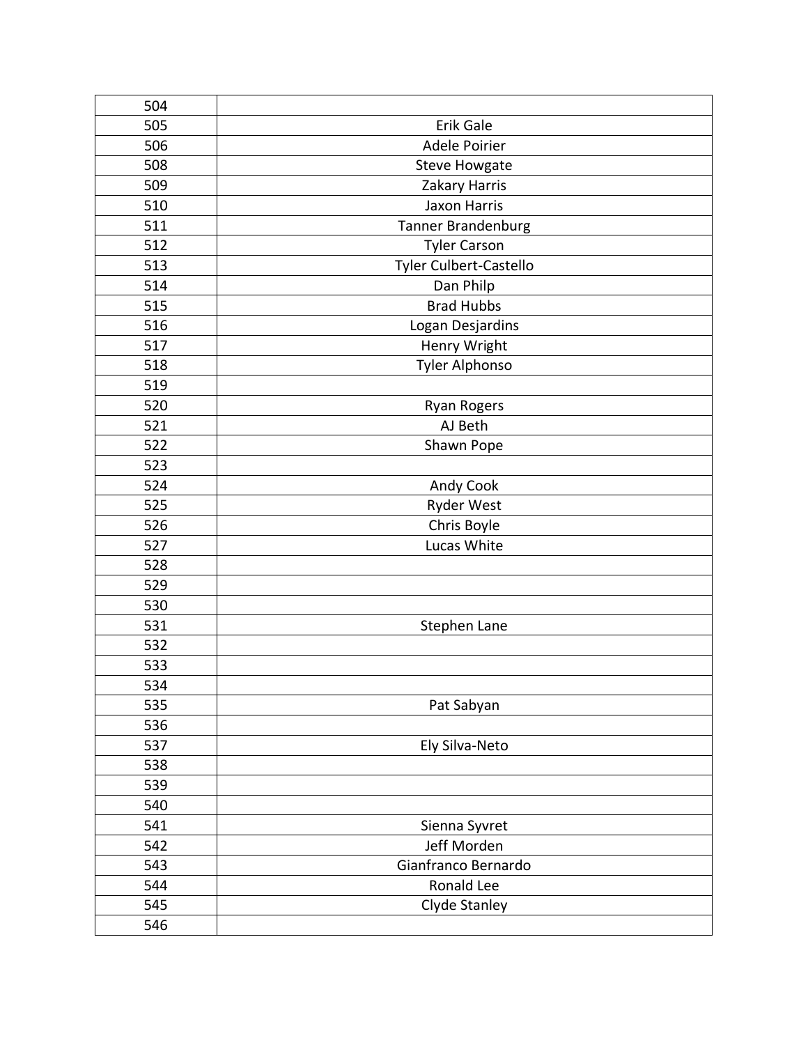| 504 | |
|---|---|
| 505 | Erik Gale |
| 506 | Adele Poirier |
| 508 | Steve Howgate |
| 509 | Zakary Harris |
| 510 | Jaxon Harris |
| 511 | Tanner Brandenburg |
| 512 | Tyler Carson |
| 513 | Tyler Culbert-Castello |
| 514 | Dan Philp |
| 515 | Brad Hubbs |
| 516 | Logan Desjardins |
| 517 | Henry Wright |
| 518 | Tyler Alphonso |
| 519 | |
| 520 | Ryan Rogers |
| 521 | AJ Beth |
| 522 | Shawn Pope |
| 523 | |
| 524 | Andy Cook |
| 525 | Ryder West |
| 526 | Chris Boyle |
| 527 | Lucas White |
| 528 | |
| 529 | |
| 530 | |
| 531 | Stephen Lane |
| 532 | |
| 533 | |
| 534 | |
| 535 | Pat Sabyan |
| 536 | |
| 537 | Ely Silva-Neto |
| 538 | |
| 539 | |
| 540 | |
| 541 | Sienna Syvret |
| 542 | Jeff Morden |
| 543 | Gianfranco Bernardo |
| 544 | Ronald Lee |
| 545 | Clyde Stanley |
| 546 | |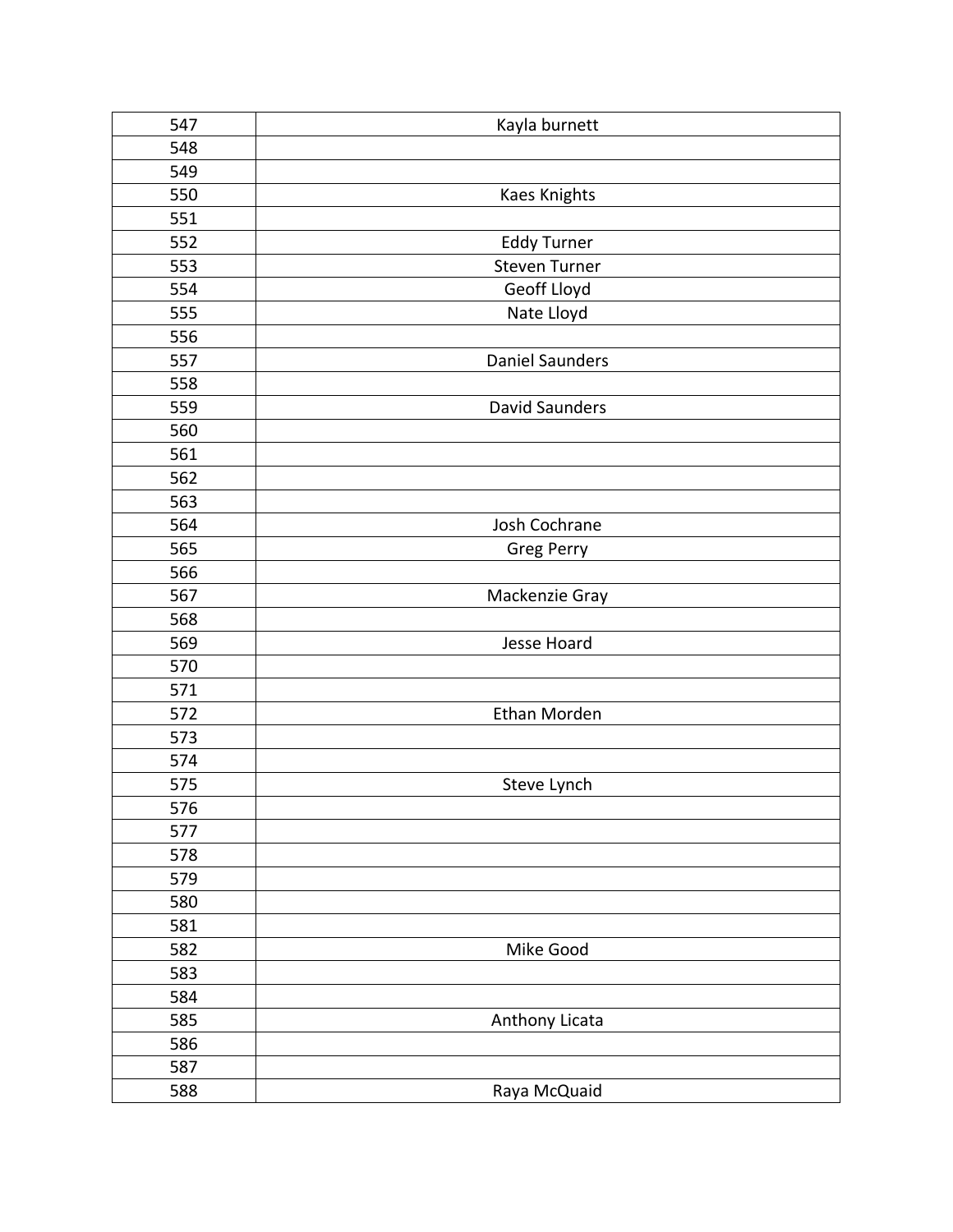| 547 | Kayla burnett |
|---|---|
| 548 | |
| 549 | |
| 550 | Kaes Knights |
| 551 | |
| 552 | Eddy Turner |
| 553 | Steven Turner |
| 554 | Geoff Lloyd |
| 555 | Nate Lloyd |
| 556 | |
| 557 | Daniel Saunders |
| 558 | |
| 559 | David Saunders |
| 560 | |
| 561 | |
| 562 | |
| 563 | |
| 564 | Josh Cochrane |
| 565 | Greg Perry |
| 566 | |
| 567 | Mackenzie Gray |
| 568 | |
| 569 | Jesse Hoard |
| 570 | |
| 571 | |
| 572 | Ethan Morden |
| 573 | |
| 574 | |
| 575 | Steve Lynch |
| 576 | |
| 577 | |
| 578 | |
| 579 | |
| 580 | |
| 581 | |
| 582 | Mike Good |
| 583 | |
| 584 | |
| 585 | Anthony Licata |
| 586 | |
| 587 | |
| 588 | Raya McQuaid |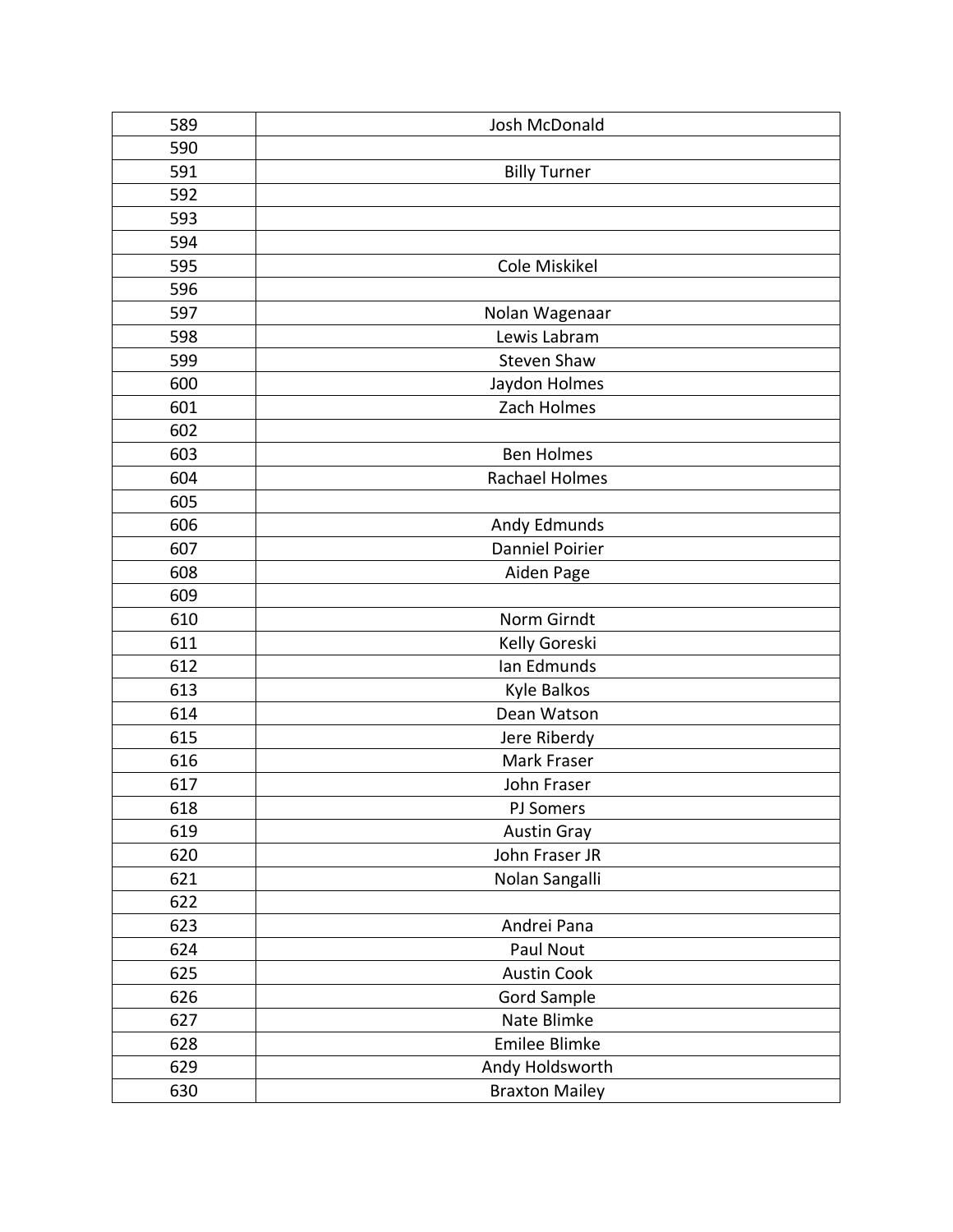| 589 | Josh McDonald |
|---|---|
| 590 | |
| 591 | Billy Turner |
| 592 | |
| 593 | |
| 594 | |
| 595 | Cole Miskikel |
| 596 | |
| 597 | Nolan Wagenaar |
| 598 | Lewis Labram |
| 599 | Steven Shaw |
| 600 | Jaydon Holmes |
| 601 | Zach Holmes |
| 602 | |
| 603 | Ben Holmes |
| 604 | Rachael Holmes |
| 605 | |
| 606 | Andy Edmunds |
| 607 | Danniel Poirier |
| 608 | Aiden Page |
| 609 | |
| 610 | Norm Girndt |
| 611 | Kelly Goreski |
| 612 | Ian Edmunds |
| 613 | Kyle Balkos |
| 614 | Dean Watson |
| 615 | Jere Riberdy |
| 616 | Mark Fraser |
| 617 | John Fraser |
| 618 | PJ Somers |
| 619 | Austin Gray |
| 620 | John Fraser JR |
| 621 | Nolan Sangalli |
| 622 | |
| 623 | Andrei Pana |
| 624 | Paul Nout |
| 625 | Austin Cook |
| 626 | Gord Sample |
| 627 | Nate Blimke |
| 628 | Emilee Blimke |
| 629 | Andy Holdsworth |
| 630 | Braxton Mailey |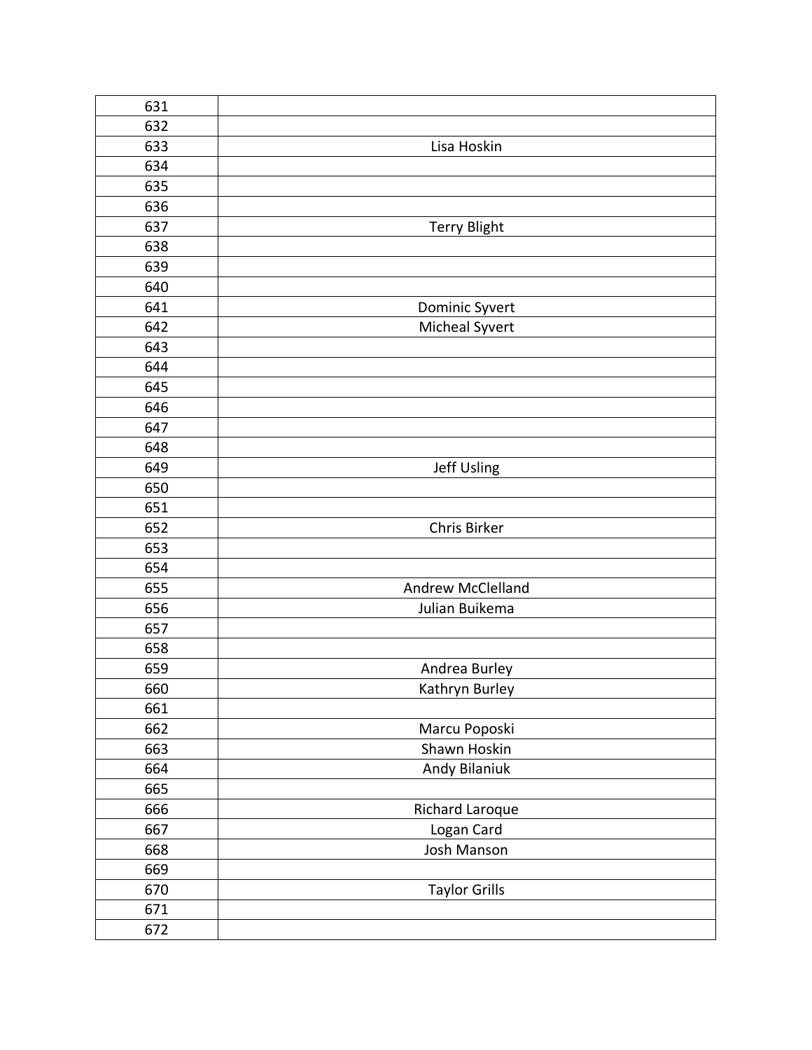| | |
|---|---|
| 631 | |
| 632 | |
| 633 | Lisa Hoskin |
| 634 | |
| 635 | |
| 636 | |
| 637 | Terry Blight |
| 638 | |
| 639 | |
| 640 | |
| 641 | Dominic Syvert |
| 642 | Micheal Syvert |
| 643 | |
| 644 | |
| 645 | |
| 646 | |
| 647 | |
| 648 | |
| 649 | Jeff Usling |
| 650 | |
| 651 | |
| 652 | Chris Birker |
| 653 | |
| 654 | |
| 655 | Andrew McClelland |
| 656 | Julian Buikema |
| 657 | |
| 658 | |
| 659 | Andrea Burley |
| 660 | Kathryn Burley |
| 661 | |
| 662 | Marcu Poposki |
| 663 | Shawn Hoskin |
| 664 | Andy Bilaniuk |
| 665 | |
| 666 | Richard Laroque |
| 667 | Logan Card |
| 668 | Josh Manson |
| 669 | |
| 670 | Taylor Grills |
| 671 | |
| 672 | |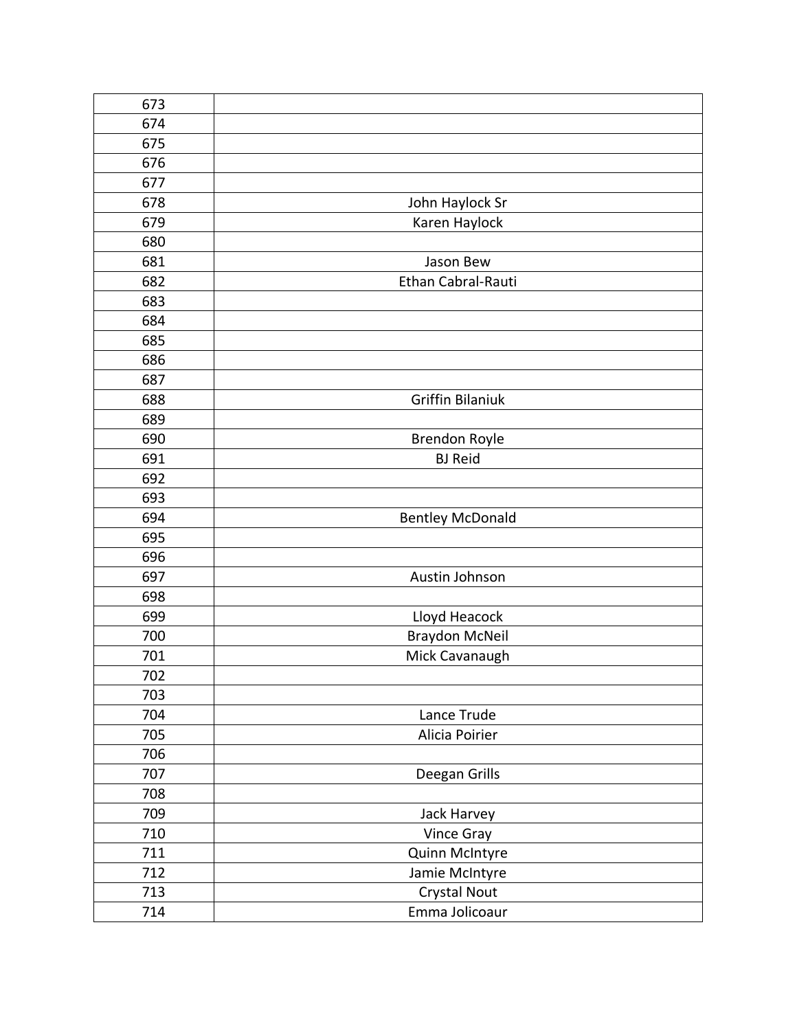| 673 | |
|---|---|
| 674 | |
| 675 | |
| 676 | |
| 677 | |
| 678 | John Haylock Sr |
| 679 | Karen Haylock |
| 680 | |
| 681 | Jason Bew |
| 682 | Ethan Cabral-Rauti |
| 683 | |
| 684 | |
| 685 | |
| 686 | |
| 687 | |
| 688 | Griffin Bilaniuk |
| 689 | |
| 690 | Brendon Royle |
| 691 | BJ Reid |
| 692 | |
| 693 | |
| 694 | Bentley McDonald |
| 695 | |
| 696 | |
| 697 | Austin Johnson |
| 698 | |
| 699 | Lloyd Heacock |
| 700 | Braydon McNeil |
| 701 | Mick Cavanaugh |
| 702 | |
| 703 | |
| 704 | Lance Trude |
| 705 | Alicia Poirier |
| 706 | |
| 707 | Deegan Grills |
| 708 | |
| 709 | Jack Harvey |
| 710 | Vince Gray |
| 711 | Quinn McIntyre |
| 712 | Jamie McIntyre |
| 713 | Crystal Nout |
| 714 | Emma Jolicoaur |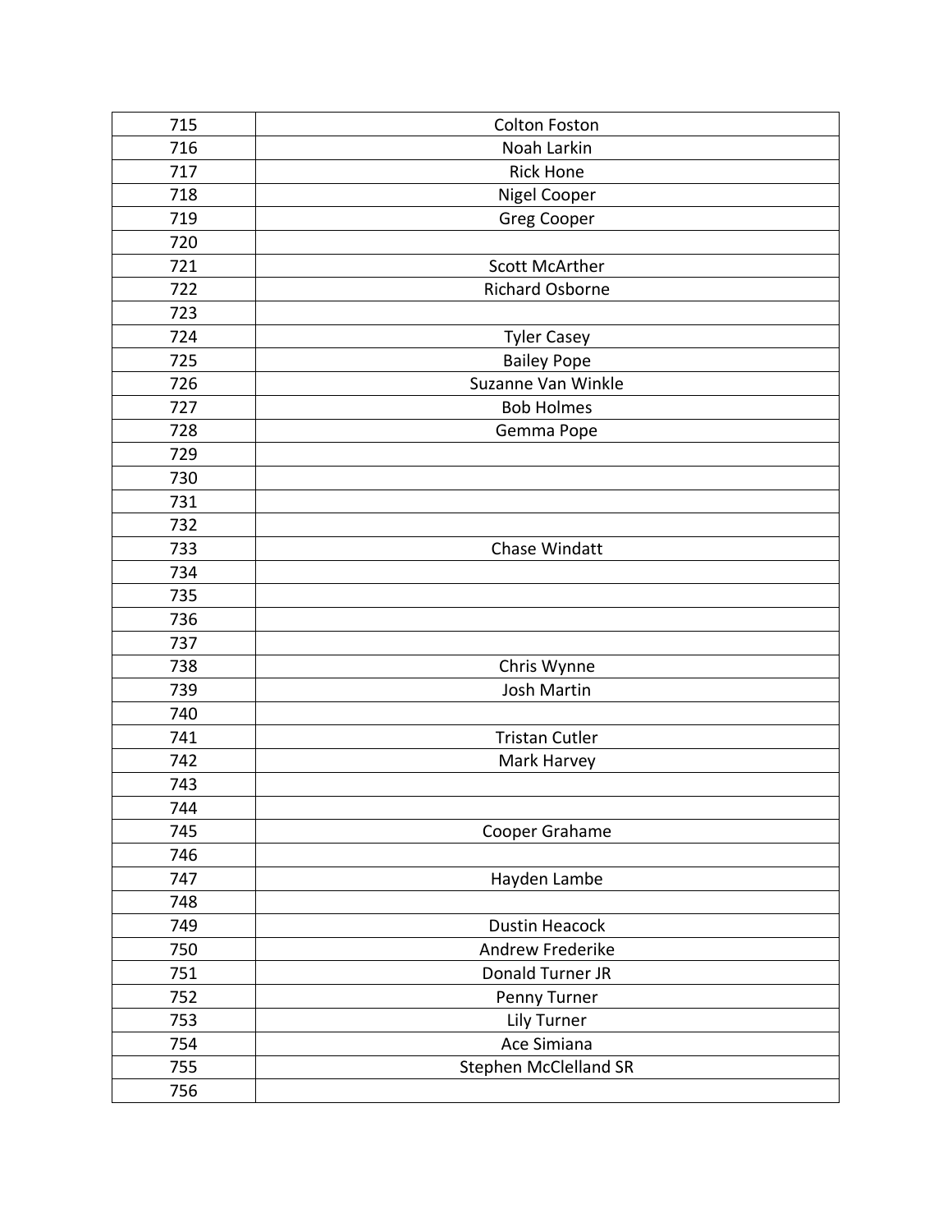| | |
|---|---|
| 715 | Colton Foston |
| 716 | Noah Larkin |
| 717 | Rick Hone |
| 718 | Nigel Cooper |
| 719 | Greg Cooper |
| 720 | |
| 721 | Scott McArther |
| 722 | Richard Osborne |
| 723 | |
| 724 | Tyler Casey |
| 725 | Bailey Pope |
| 726 | Suzanne Van Winkle |
| 727 | Bob Holmes |
| 728 | Gemma Pope |
| 729 | |
| 730 | |
| 731 | |
| 732 | |
| 733 | Chase Windatt |
| 734 | |
| 735 | |
| 736 | |
| 737 | |
| 738 | Chris Wynne |
| 739 | Josh Martin |
| 740 | |
| 741 | Tristan Cutler |
| 742 | Mark Harvey |
| 743 | |
| 744 | |
| 745 | Cooper Grahame |
| 746 | |
| 747 | Hayden Lambe |
| 748 | |
| 749 | Dustin Heacock |
| 750 | Andrew Frederike |
| 751 | Donald Turner JR |
| 752 | Penny Turner |
| 753 | Lily Turner |
| 754 | Ace Simiana |
| 755 | Stephen McClelland SR |
| 756 | |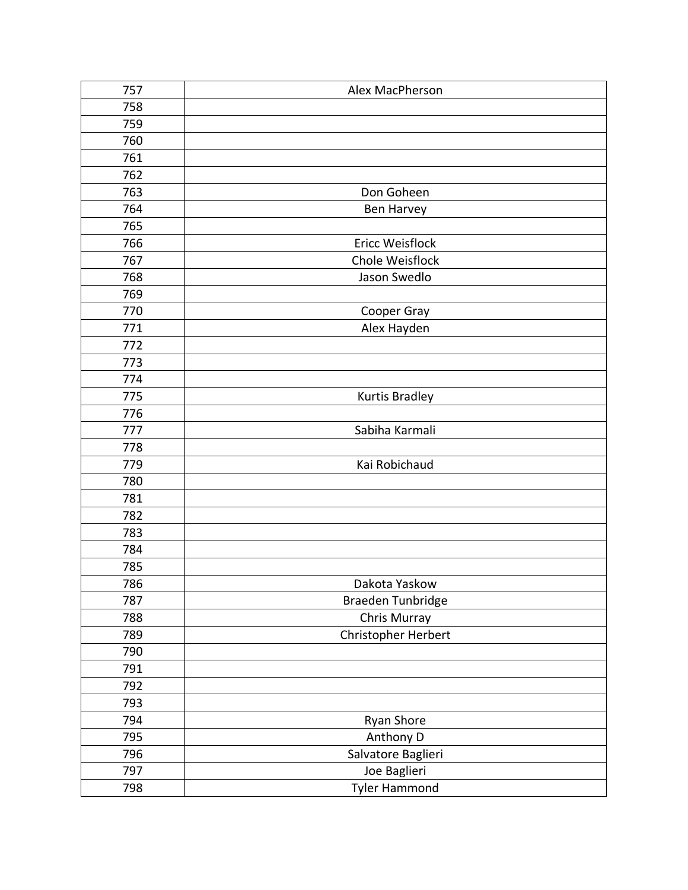| | |
|---|---|
| 757 | Alex MacPherson |
| 758 | |
| 759 | |
| 760 | |
| 761 | |
| 762 | |
| 763 | Don Goheen |
| 764 | Ben Harvey |
| 765 | |
| 766 | Ericc Weisflock |
| 767 | Chole Weisflock |
| 768 | Jason Swedlo |
| 769 | |
| 770 | Cooper Gray |
| 771 | Alex Hayden |
| 772 | |
| 773 | |
| 774 | |
| 775 | Kurtis Bradley |
| 776 | |
| 777 | Sabiha Karmali |
| 778 | |
| 779 | Kai Robichaud |
| 780 | |
| 781 | |
| 782 | |
| 783 | |
| 784 | |
| 785 | |
| 786 | Dakota Yaskow |
| 787 | Braeden Tunbridge |
| 788 | Chris Murray |
| 789 | Christopher Herbert |
| 790 | |
| 791 | |
| 792 | |
| 793 | |
| 794 | Ryan Shore |
| 795 | Anthony D |
| 796 | Salvatore Baglieri |
| 797 | Joe Baglieri |
| 798 | Tyler Hammond |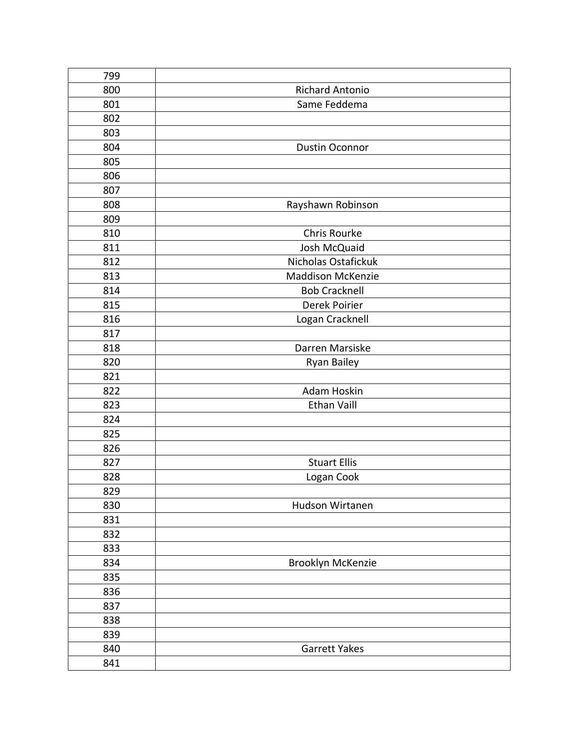| 799 | |
|---|---|
| 800 | Richard Antonio |
| 801 | Same Feddema |
| 802 | |
| 803 | |
| 804 | Dustin Oconnor |
| 805 | |
| 806 | |
| 807 | |
| 808 | Rayshawn Robinson |
| 809 | |
| 810 | Chris Rourke |
| 811 | Josh McQuaid |
| 812 | Nicholas Ostafickuk |
| 813 | Maddison McKenzie |
| 814 | Bob Cracknell |
| 815 | Derek Poirier |
| 816 | Logan Cracknell |
| 817 | |
| 818 | Darren Marsiske |
| 820 | Ryan Bailey |
| 821 | |
| 822 | Adam Hoskin |
| 823 | Ethan Vaill |
| 824 | |
| 825 | |
| 826 | |
| 827 | Stuart Ellis |
| 828 | Logan Cook |
| 829 | |
| 830 | Hudson Wirtanen |
| 831 | |
| 832 | |
| 833 | |
| 834 | Brooklyn McKenzie |
| 835 | |
| 836 | |
| 837 | |
| 838 | |
| 839 | |
| 840 | Garrett Yakes |
| 841 | |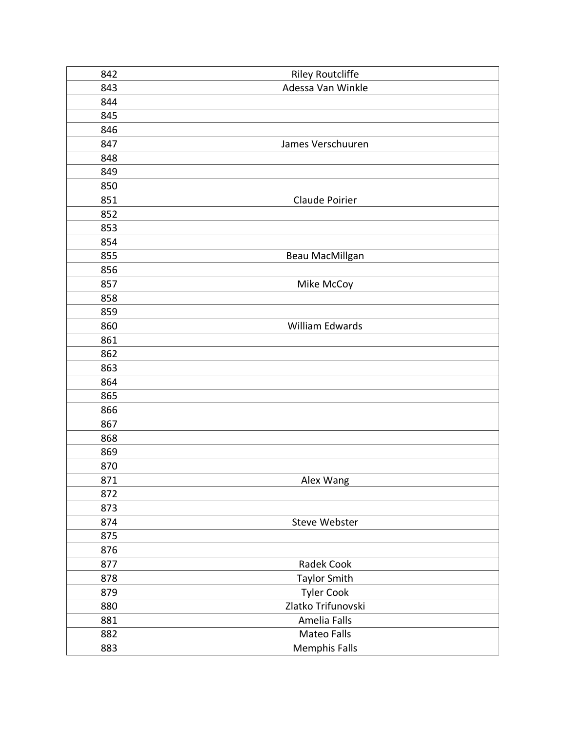| 842 | Riley Routcliffe |
|---|---|
| 843 | Adessa Van Winkle |
| 844 | |
| 845 | |
| 846 | |
| 847 | James Verschuuren |
| 848 | |
| 849 | |
| 850 | |
| 851 | Claude Poirier |
| 852 | |
| 853 | |
| 854 | |
| 855 | Beau MacMillgan |
| 856 | |
| 857 | Mike McCoy |
| 858 | |
| 859 | |
| 860 | William Edwards |
| 861 | |
| 862 | |
| 863 | |
| 864 | |
| 865 | |
| 866 | |
| 867 | |
| 868 | |
| 869 | |
| 870 | |
| 871 | Alex Wang |
| 872 | |
| 873 | |
| 874 | Steve Webster |
| 875 | |
| 876 | |
| 877 | Radek Cook |
| 878 | Taylor Smith |
| 879 | Tyler Cook |
| 880 | Zlatko Trifunovski |
| 881 | Amelia Falls |
| 882 | Mateo Falls |
| 883 | Memphis Falls |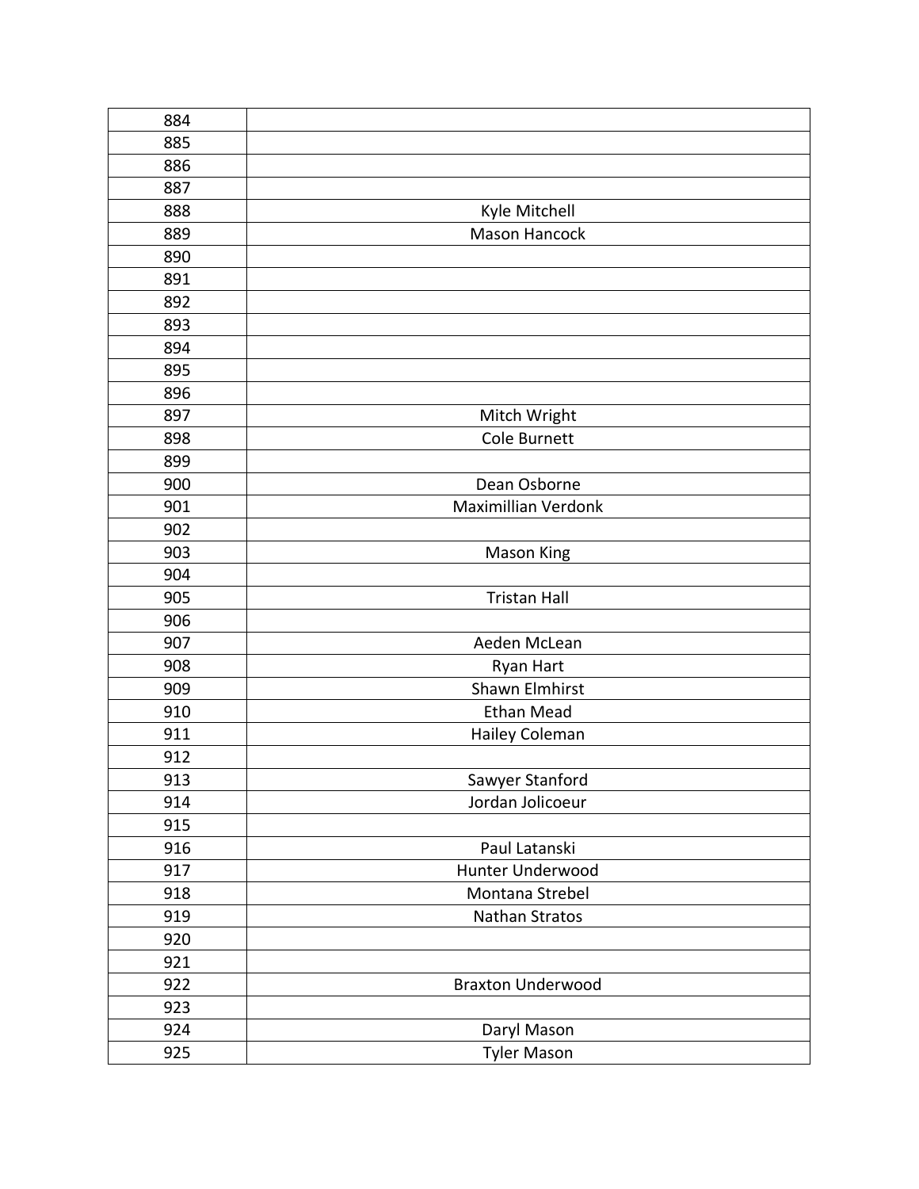| | |
|---|---|
| 884 | |
| 885 | |
| 886 | |
| 887 | |
| 888 | Kyle Mitchell |
| 889 | Mason Hancock |
| 890 | |
| 891 | |
| 892 | |
| 893 | |
| 894 | |
| 895 | |
| 896 | |
| 897 | Mitch Wright |
| 898 | Cole Burnett |
| 899 | |
| 900 | Dean Osborne |
| 901 | Maximillian Verdonk |
| 902 | |
| 903 | Mason King |
| 904 | |
| 905 | Tristan Hall |
| 906 | |
| 907 | Aeden McLean |
| 908 | Ryan Hart |
| 909 | Shawn Elmhirst |
| 910 | Ethan Mead |
| 911 | Hailey Coleman |
| 912 | |
| 913 | Sawyer Stanford |
| 914 | Jordan Jolicoeur |
| 915 | |
| 916 | Paul Latanski |
| 917 | Hunter Underwood |
| 918 | Montana Strebel |
| 919 | Nathan Stratos |
| 920 | |
| 921 | |
| 922 | Braxton Underwood |
| 923 | |
| 924 | Daryl Mason |
| 925 | Tyler Mason |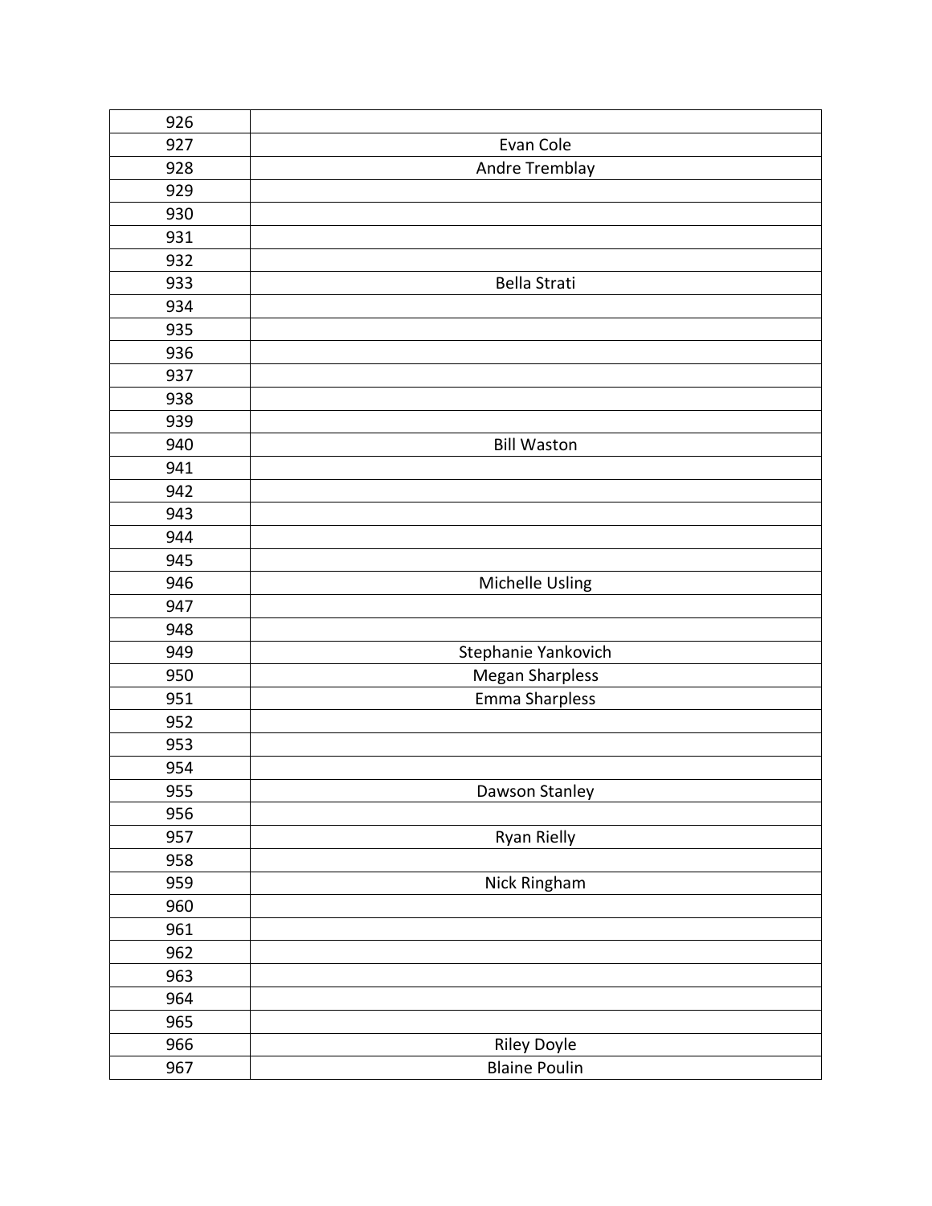| | |
|---|---|
| 926 | |
| 927 | Evan Cole |
| 928 | Andre Tremblay |
| 929 | |
| 930 | |
| 931 | |
| 932 | |
| 933 | Bella Strati |
| 934 | |
| 935 | |
| 936 | |
| 937 | |
| 938 | |
| 939 | |
| 940 | Bill Waston |
| 941 | |
| 942 | |
| 943 | |
| 944 | |
| 945 | |
| 946 | Michelle Usling |
| 947 | |
| 948 | |
| 949 | Stephanie Yankovich |
| 950 | Megan Sharpless |
| 951 | Emma Sharpless |
| 952 | |
| 953 | |
| 954 | |
| 955 | Dawson Stanley |
| 956 | |
| 957 | Ryan Rielly |
| 958 | |
| 959 | Nick Ringham |
| 960 | |
| 961 | |
| 962 | |
| 963 | |
| 964 | |
| 965 | |
| 966 | Riley Doyle |
| 967 | Blaine Poulin |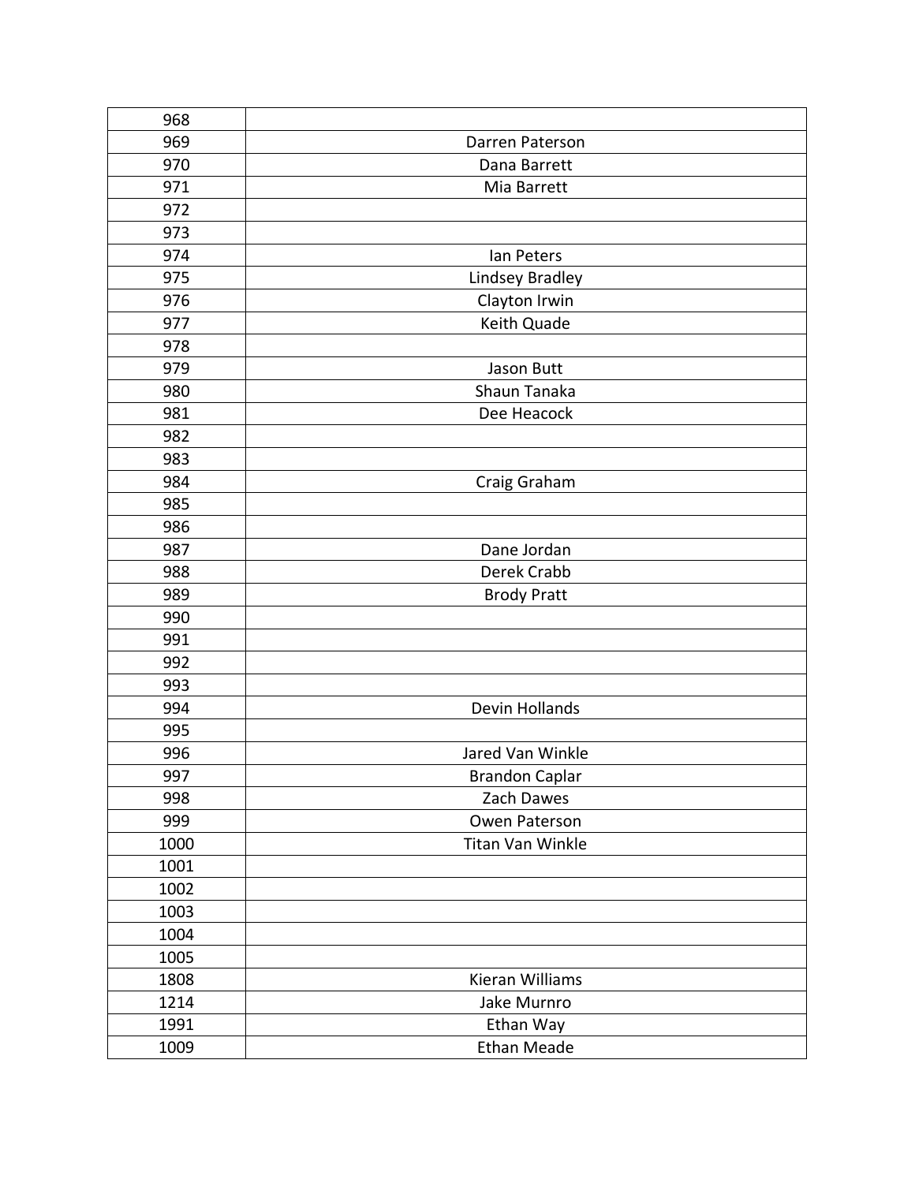| 968 | |
|---|---|
| 969 | Darren Paterson |
| 970 | Dana Barrett |
| 971 | Mia Barrett |
| 972 | |
| 973 | |
| 974 | Ian Peters |
| 975 | Lindsey Bradley |
| 976 | Clayton Irwin |
| 977 | Keith Quade |
| 978 | |
| 979 | Jason Butt |
| 980 | Shaun Tanaka |
| 981 | Dee Heacock |
| 982 | |
| 983 | |
| 984 | Craig Graham |
| 985 | |
| 986 | |
| 987 | Dane Jordan |
| 988 | Derek Crabb |
| 989 | Brody Pratt |
| 990 | |
| 991 | |
| 992 | |
| 993 | |
| 994 | Devin Hollands |
| 995 | |
| 996 | Jared Van Winkle |
| 997 | Brandon Caplar |
| 998 | Zach Dawes |
| 999 | Owen Paterson |
| 1000 | Titan Van Winkle |
| 1001 | |
| 1002 | |
| 1003 | |
| 1004 | |
| 1005 | |
| 1808 | Kieran Williams |
| 1214 | Jake Murnro |
| 1991 | Ethan Way |
| 1009 | Ethan Meade |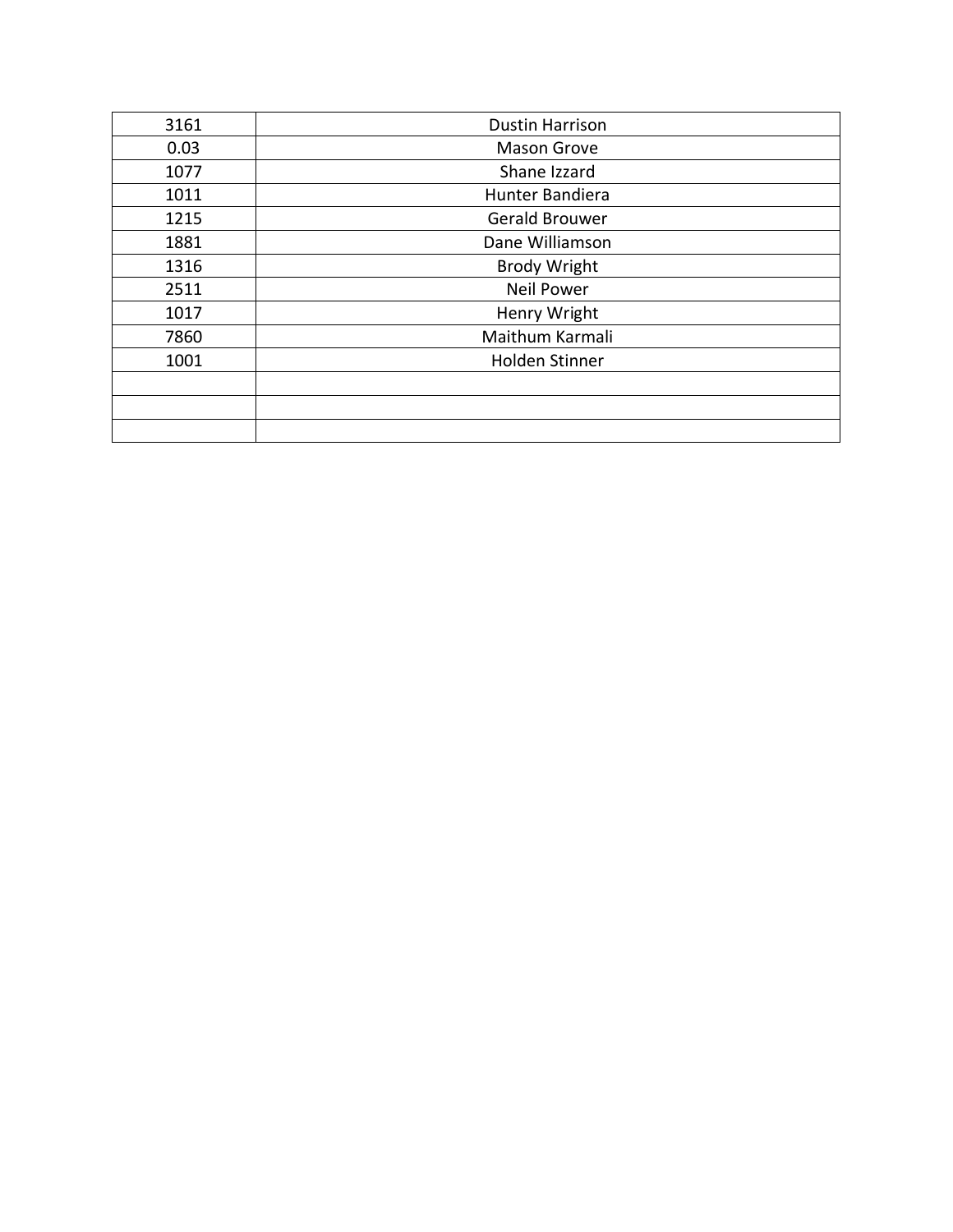| | |
|---|---|
| 3161 | Dustin Harrison |
| 0.03 | Mason Grove |
| 1077 | Shane Izzard |
| 1011 | Hunter Bandiera |
| 1215 | Gerald Brouwer |
| 1881 | Dane Williamson |
| 1316 | Brody Wright |
| 2511 | Neil Power |
| 1017 | Henry Wright |
| 7860 | Maithum Karmali |
| 1001 | Holden Stinner |
| | |
| | |
| | |